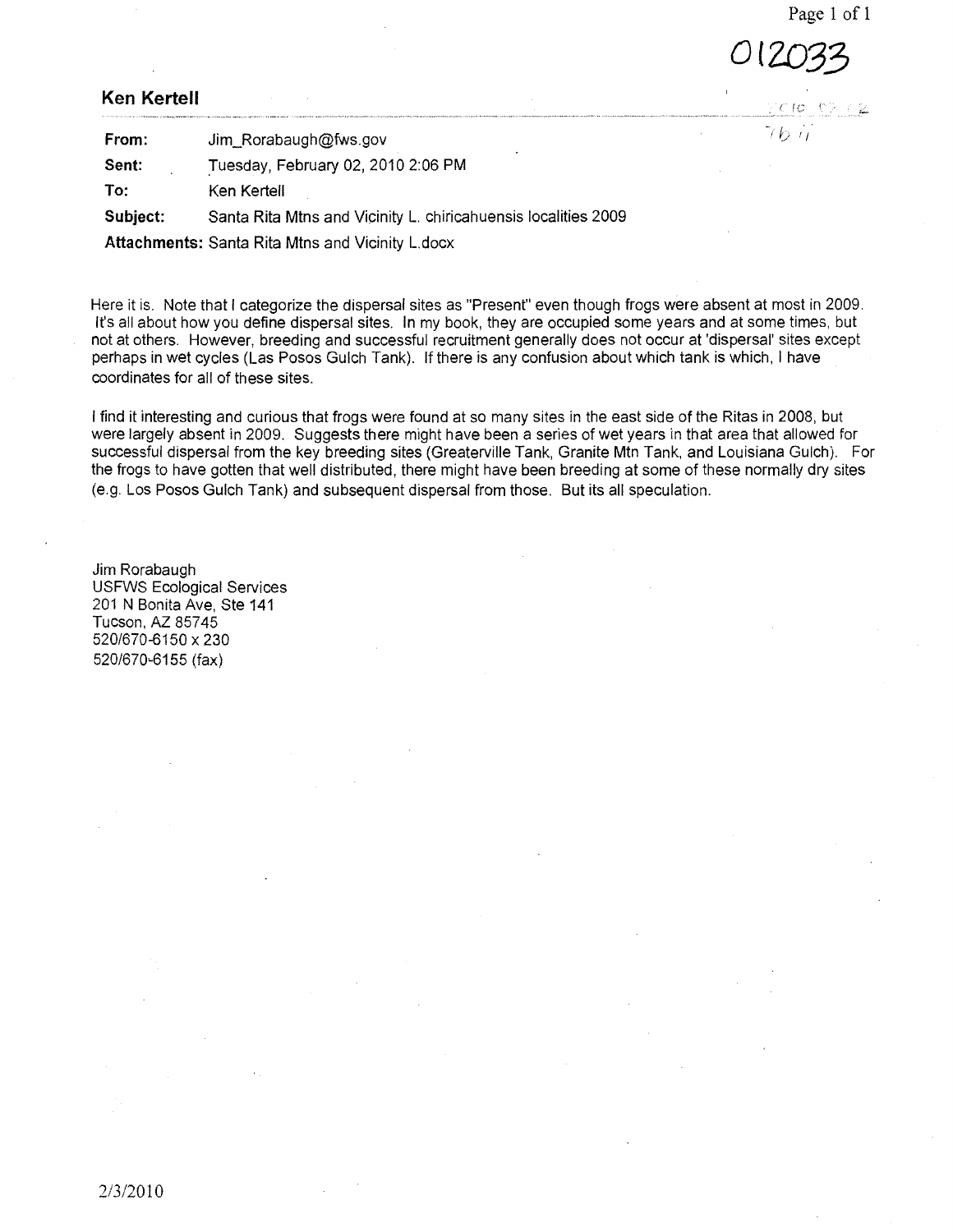012033

**Ken Kertell**

| | |
|---|---|
| **From:** | Jim_Rorabaugh@fws.gov |
| **Sent:** | Tuesday, February 02, 2010 2:06 PM |
| **To:** | Ken Kertell |
| **Subject:** | Santa Rita Mtns and Vicinity L. chiricahuensis localities 2009 |
| **Attachments:** | Santa Rita Mtns and Vicinity L.docx |

Here it is. Note that I categorize the dispersal sites as "Present" even though frogs were absent at most in 2009. It's all about how you define dispersal sites. In my book, they are occupied some years and at some times, but not at others. However, breeding and successful recruitment generally does not occur at 'dispersal' sites except perhaps in wet cycles (Las Posos Gulch Tank). If there is any confusion about which tank is which, I have coordinates for all of these sites.

I find it interesting and curious that frogs were found at so many sites in the east side of the Ritas in 2008, but were largely absent in 2009. Suggests there might have been a series of wet years in that area that allowed for successful dispersal from the key breeding sites (Greaterville Tank, Granite Mtn Tank, and Louisiana Gulch). For the frogs to have gotten that well distributed, there might have been breeding at some of these normally dry sites (e.g. Los Posos Gulch Tank) and subsequent dispersal from those. But its all speculation.

Jim Rorabaugh
USFWS Ecological Services
201 N Bonita Ave, Ste 141
Tucson, AZ 85745
520/670-6150 x 230
520/670-6155 (fax)

2/3/2010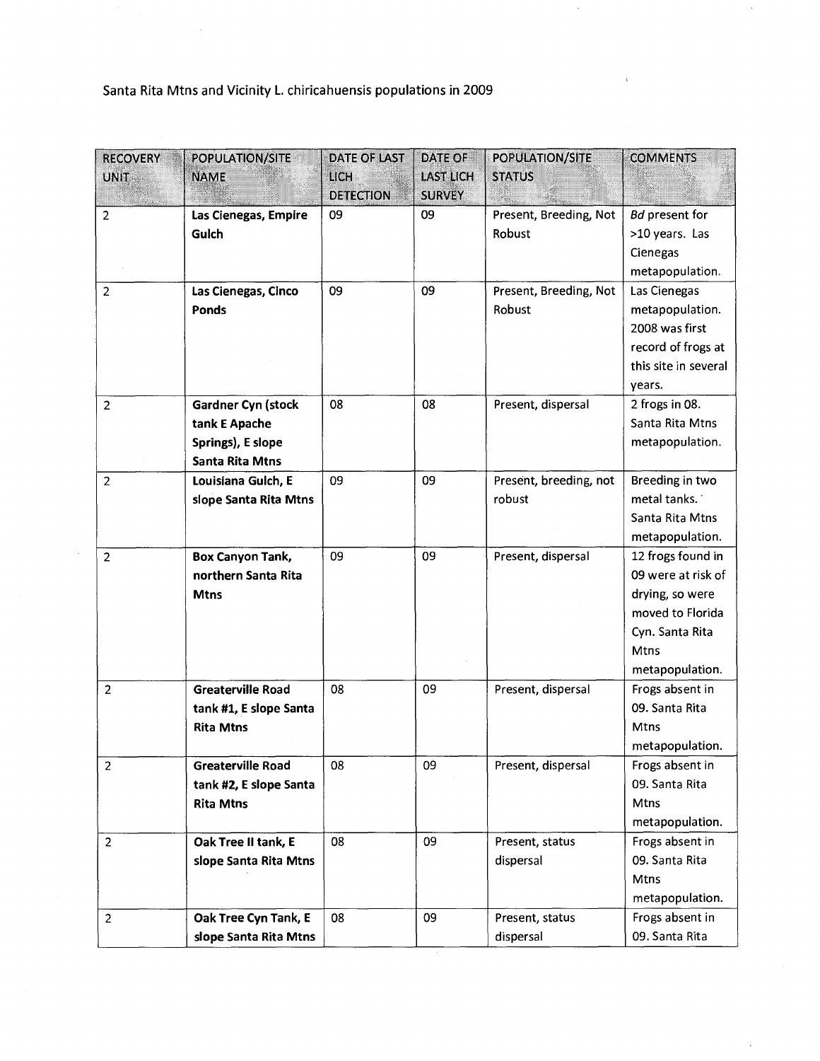Santa Rita Mtns and Vicinity L. chiricahuensis populations in 2009

| RECOVERY UNIT | POPULATION/SITE NAME | DATE OF LAST LICH DETECTION | DATE OF LAST LICH SURVEY | POPULATION/SITE STATUS | COMMENTS |
|---|---|---|---|---|---|
| 2 | **Las Cienegas, Empire Gulch** | 09 | 09 | Present, Breeding, Not Robust | *Bd* present for >10 years. Las Cienegas metapopulation. |
| 2 | **Las Cienegas, Cinco Ponds** | 09 | 09 | Present, Breeding, Not Robust | Las Cienegas metapopulation. 2008 was first record of frogs at this site in several years. |
| 2 | **Gardner Cyn (stock tank E Apache Springs), E slope Santa Rita Mtns** | 08 | 08 | Present, dispersal | 2 frogs in 08. Santa Rita Mtns metapopulation. |
| 2 | **Louisiana Gulch, E slope Santa Rita Mtns** | 09 | 09 | Present, breeding, not robust | Breeding in two metal tanks. Santa Rita Mtns metapopulation. |
| 2 | **Box Canyon Tank, northern Santa Rita Mtns** | 09 | 09 | Present, dispersal | 12 frogs found in 09 were at risk of drying, so were moved to Florida Cyn. Santa Rita Mtns metapopulation. |
| 2 | **Greaterville Road tank #1, E slope Santa Rita Mtns** | 08 | 09 | Present, dispersal | Frogs absent in 09. Santa Rita Mtns metapopulation. |
| 2 | **Greaterville Road tank #2, E slope Santa Rita Mtns** | 08 | 09 | Present, dispersal | Frogs absent in 09. Santa Rita Mtns metapopulation. |
| 2 | **Oak Tree II tank, E slope Santa Rita Mtns** | 08 | 09 | Present, status dispersal | Frogs absent in 09. Santa Rita Mtns metapopulation. |
| 2 | **Oak Tree Cyn Tank, E slope Santa Rita Mtns** | 08 | 09 | Present, status dispersal | Frogs absent in 09. Santa Rita |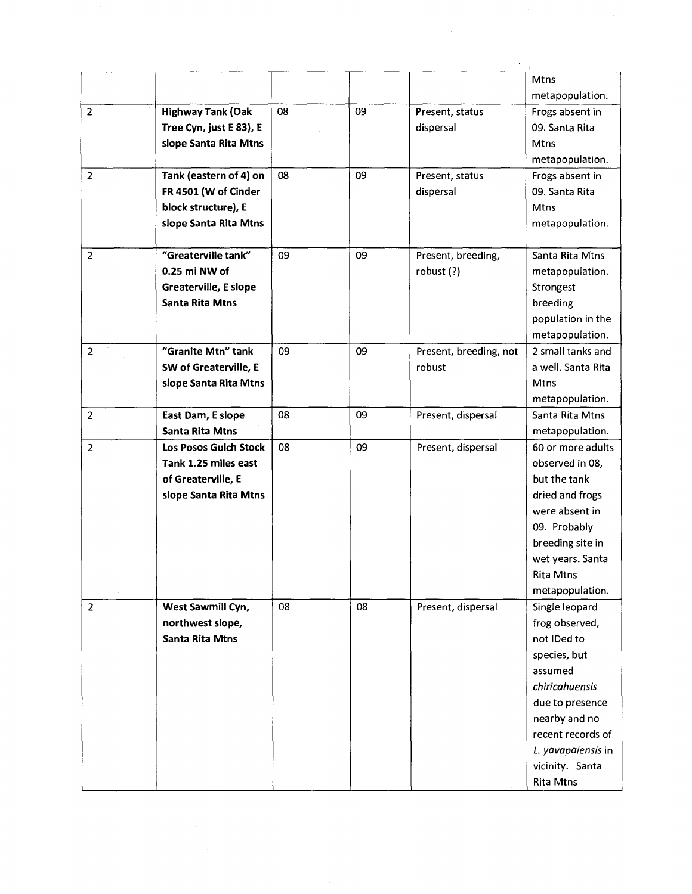| | | | | | |
|---|---|---|---|---|---|
| | | | | | Mtns metapopulation. |
| 2 | **Highway Tank (Oak Tree Cyn, just E 83), E slope Santa Rita Mtns** | 08 | 09 | Present, status dispersal | Frogs absent in 09. Santa Rita Mtns metapopulation. |
| 2 | **Tank (eastern of 4) on FR 4501 (W of Cinder block structure), E slope Santa Rita Mtns** | 08 | 09 | Present, status dispersal | Frogs absent in 09. Santa Rita Mtns metapopulation. |
| 2 | **"Greaterville tank" 0.25 mi NW of Greaterville, E slope Santa Rita Mtns** | 09 | 09 | Present, breeding, robust (?) | Santa Rita Mtns metapopulation. Strongest breeding population in the metapopulation. |
| 2 | **"Granite Mtn" tank SW of Greaterville, E slope Santa Rita Mtns** | 09 | 09 | Present, breeding, not robust | 2 small tanks and a well. Santa Rita Mtns metapopulation. |
| 2 | **East Dam, E slope Santa Rita Mtns** | 08 | 09 | Present, dispersal | Santa Rita Mtns metapopulation. |
| 2 | **Los Posos Gulch Stock Tank 1.25 miles east of Greaterville, E slope Santa Rita Mtns** | 08 | 09 | Present, dispersal | 60 or more adults observed in 08, but the tank dried and frogs were absent in 09. Probably breeding site in wet years. Santa Rita Mtns metapopulation. |
| 2 | **West Sawmill Cyn, northwest slope, Santa Rita Mtns** | 08 | 08 | Present, dispersal | Single leopard frog observed, not IDed to species, but assumed *chiricahuensis* due to presence nearby and no recent records of *L. yavapaiensis* in vicinity. Santa Rita Mtns |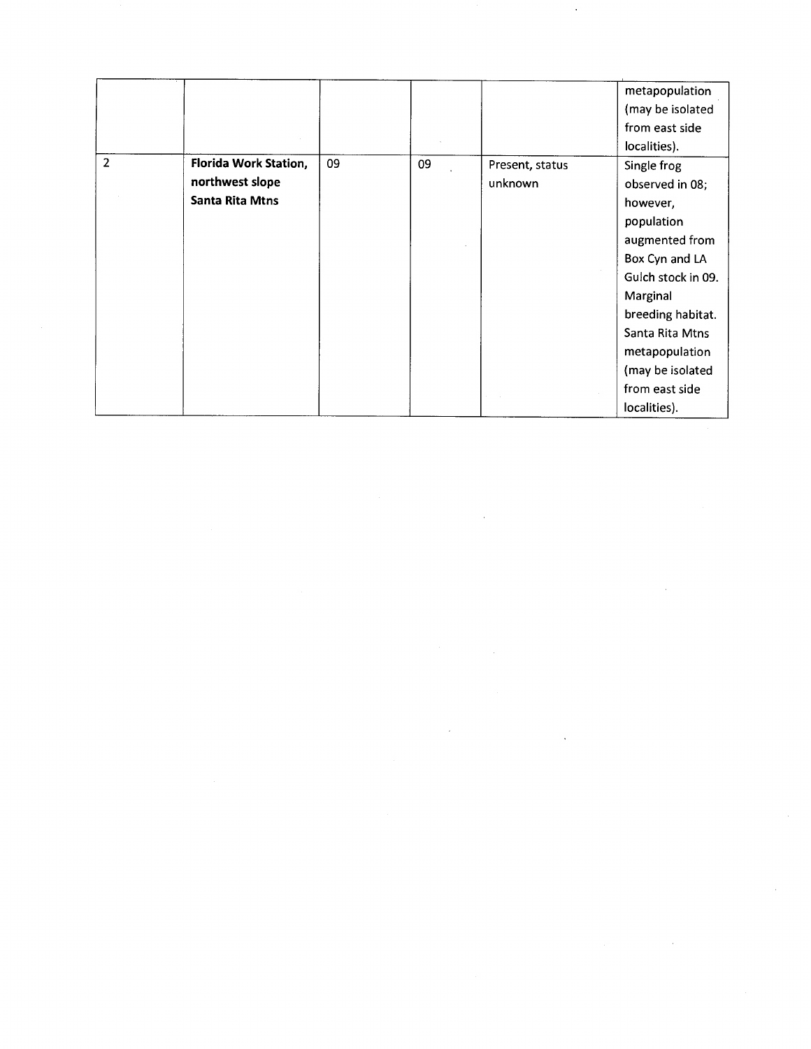| | | | | | |
|---|---|---|---|---|---|
| | | | | | metapopulation (may be isolated from east side localities). |
| 2 | **Florida Work Station, northwest slope Santa Rita Mtns** | 09 | 09 | Present, status unknown | Single frog observed in 08; however, population augmented from Box Cyn and LA Gulch stock in 09. Marginal breeding habitat. Santa Rita Mtns metapopulation (may be isolated from east side localities). |